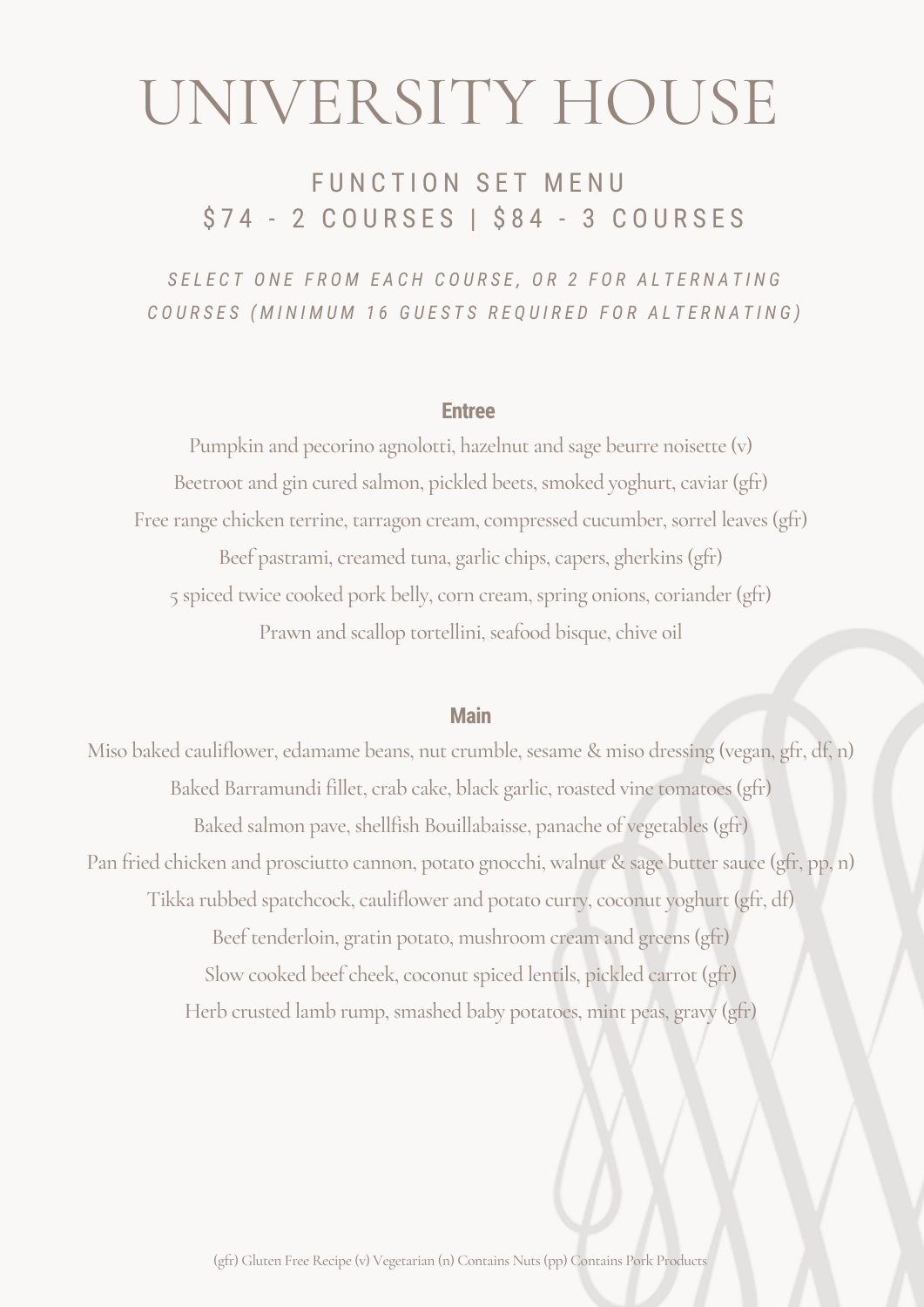# UNIVERSITY HOUSE

## FUNCTION SET MENU
## $74 - 2 COURSES | $84 - 3 COURSES

*SELECT ONE FROM EACH COURSE, OR 2 FOR ALTERNATING COURSES (MINIMUM 16 GUESTS REQUIRED FOR ALTERNATING)*

### Entree

Pumpkin and pecorino agnolotti, hazelnut and sage beurre noisette (v)

Beetroot and gin cured salmon, pickled beets, smoked yoghurt, caviar (gfr)

Free range chicken terrine, tarragon cream, compressed cucumber, sorrel leaves (gfr)

Beef pastrami, creamed tuna, garlic chips, capers, gherkins (gfr)

5 spiced twice cooked pork belly, corn cream, spring onions, coriander (gfr)

Prawn and scallop tortellini, seafood bisque, chive oil

### Main

Miso baked cauliflower, edamame beans, nut crumble, sesame & miso dressing (vegan, gfr, df, n)

Baked Barramundi fillet, crab cake, black garlic, roasted vine tomatoes (gfr)

Baked salmon pave, shellfish Bouillabaisse, panache of vegetables (gfr)

Pan fried chicken and prosciutto cannon, potato gnocchi, walnut & sage butter sauce (gfr, pp, n)

Tikka rubbed spatchcock, cauliflower and potato curry, coconut yoghurt (gfr, df)

Beef tenderloin, gratin potato, mushroom cream and greens (gfr)

Slow cooked beef cheek, coconut spiced lentils, pickled carrot (gfr)

Herb crusted lamb rump, smashed baby potatoes, mint peas, gravy (gfr)

(gfr) Gluten Free Recipe (v) Vegetarian (n) Contains Nuts (pp) Contains Pork Products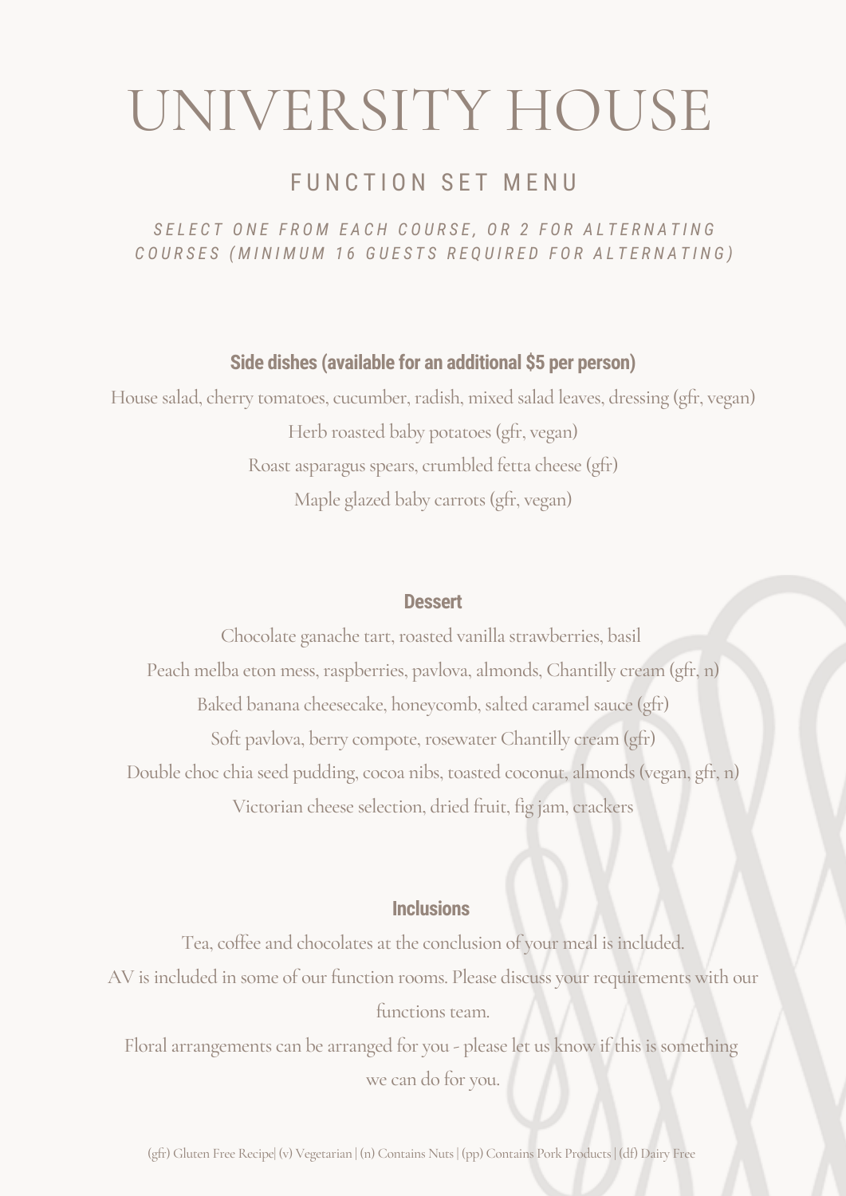# UNIVERSITY HOUSE

## FUNCTION SET MENU

*SELECT ONE FROM EACH COURSE, OR 2 FOR ALTERNATING COURSES (MINIMUM 16 GUESTS REQUIRED FOR ALTERNATING)*

### Side dishes (available for an additional $5 per person)

House salad, cherry tomatoes, cucumber, radish, mixed salad leaves, dressing (gfr, vegan)

Herb roasted baby potatoes (gfr, vegan)

Roast asparagus spears, crumbled fetta cheese (gfr)

Maple glazed baby carrots (gfr, vegan)

### Dessert

Chocolate ganache tart, roasted vanilla strawberries, basil

Peach melba eton mess, raspberries, pavlova, almonds, Chantilly cream (gfr, n)

Baked banana cheesecake, honeycomb, salted caramel sauce (gfr)

Soft pavlova, berry compote, rosewater Chantilly cream (gfr)

Double choc chia seed pudding, cocoa nibs, toasted coconut, almonds (vegan, gfr, n)

Victorian cheese selection, dried fruit, fig jam, crackers

### Inclusions

Tea, coffee and chocolates at the conclusion of your meal is included.

AV is included in some of our function rooms. Please discuss your requirements with our functions team.

Floral arrangements can be arranged for you - please let us know if this is something we can do for you.

(gfr) Gluten Free Recipe| (v) Vegetarian | (n) Contains Nuts | (pp) Contains Pork Products | (df) Dairy Free